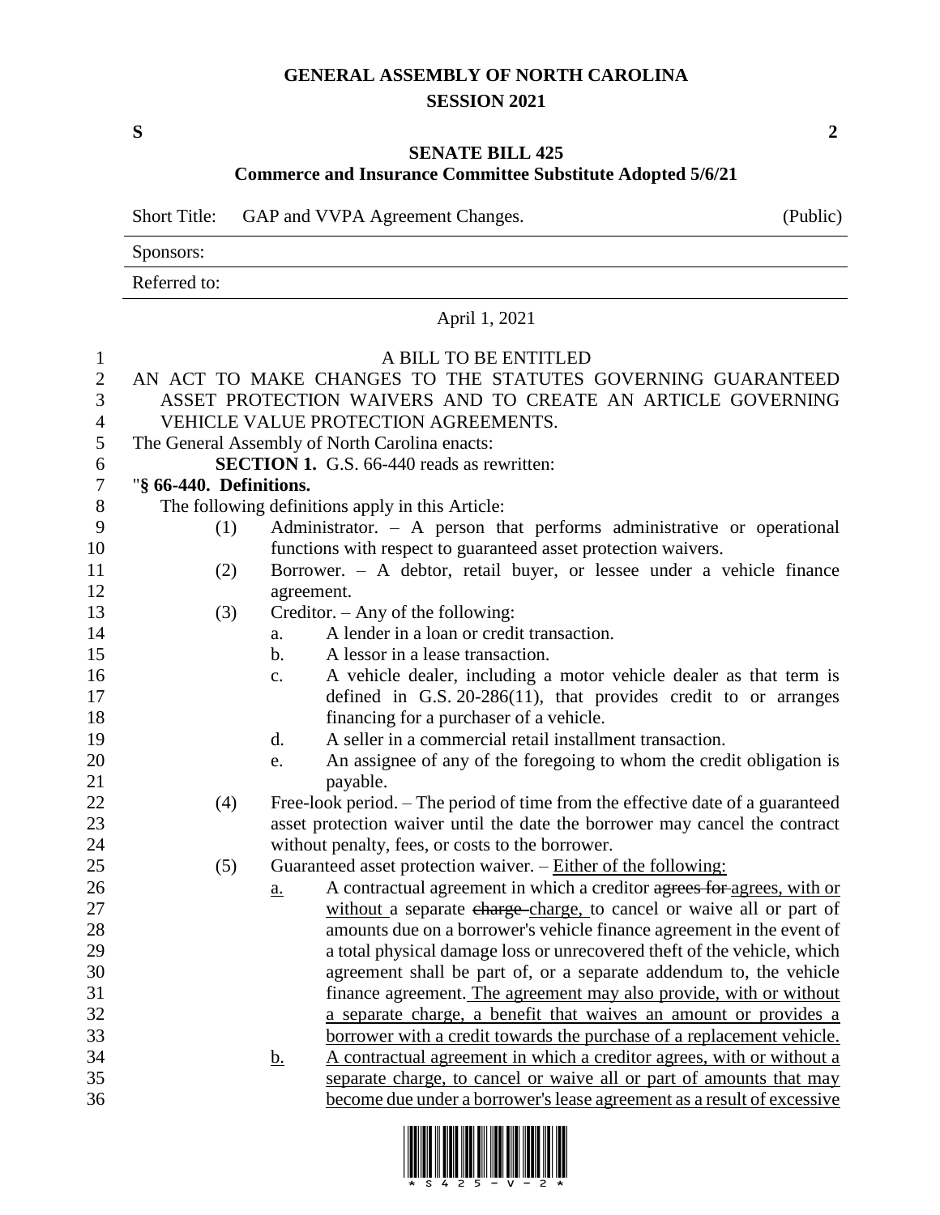# GENERAL ASSEMBLY OF NORTH CAROLINA
## SESSION 2021

**S** **2**

## SENATE BILL 425
### Commerce and Insurance Committee Substitute Adopted 5/6/21

Short Title: GAP and VVPA Agreement Changes. (Public)

Sponsors:

Referred to:

April 1, 2021

A BILL TO BE ENTITLED

AN ACT TO MAKE CHANGES TO THE STATUTES GOVERNING GUARANTEED ASSET PROTECTION WAIVERS AND TO CREATE AN ARTICLE GOVERNING VEHICLE VALUE PROTECTION AGREEMENTS.

The General Assembly of North Carolina enacts:

**SECTION 1.** G.S. 66-440 reads as rewritten:

"**§ 66-440. Definitions.**

The following definitions apply in this Article:

(1) Administrator. – A person that performs administrative or operational functions with respect to guaranteed asset protection waivers.

(2) Borrower. – A debtor, retail buyer, or lessee under a vehicle finance agreement.

(3) Creditor. – Any of the following:

a. A lender in a loan or credit transaction.

b. A lessor in a lease transaction.

c. A vehicle dealer, including a motor vehicle dealer as that term is defined in G.S. 20-286(11), that provides credit to or arranges financing for a purchaser of a vehicle.

d. A seller in a commercial retail installment transaction.

e. An assignee of any of the foregoing to whom the credit obligation is payable.

(4) Free-look period. – The period of time from the effective date of a guaranteed asset protection waiver until the date the borrower may cancel the contract without penalty, fees, or costs to the borrower.

(5) Guaranteed asset protection waiver. – <u>Either of the following:</u>

<u>a.</u> A contractual agreement in which a creditor ~~agrees for~~ <u>agrees, with or without</u> a separate ~~charge~~ <u>charge,</u> to cancel or waive all or part of amounts due on a borrower's vehicle finance agreement in the event of a total physical damage loss or unrecovered theft of the vehicle, which agreement shall be part of, or a separate addendum to, the vehicle finance agreement. <u>The agreement may also provide, with or without a separate charge, a benefit that waives an amount or provides a borrower with a credit towards the purchase of a replacement vehicle.</u>

<u>b.</u> <u>A contractual agreement in which a creditor agrees, with or without a separate charge, to cancel or waive all or part of amounts that may become due under a borrower's lease agreement as a result of excessive</u>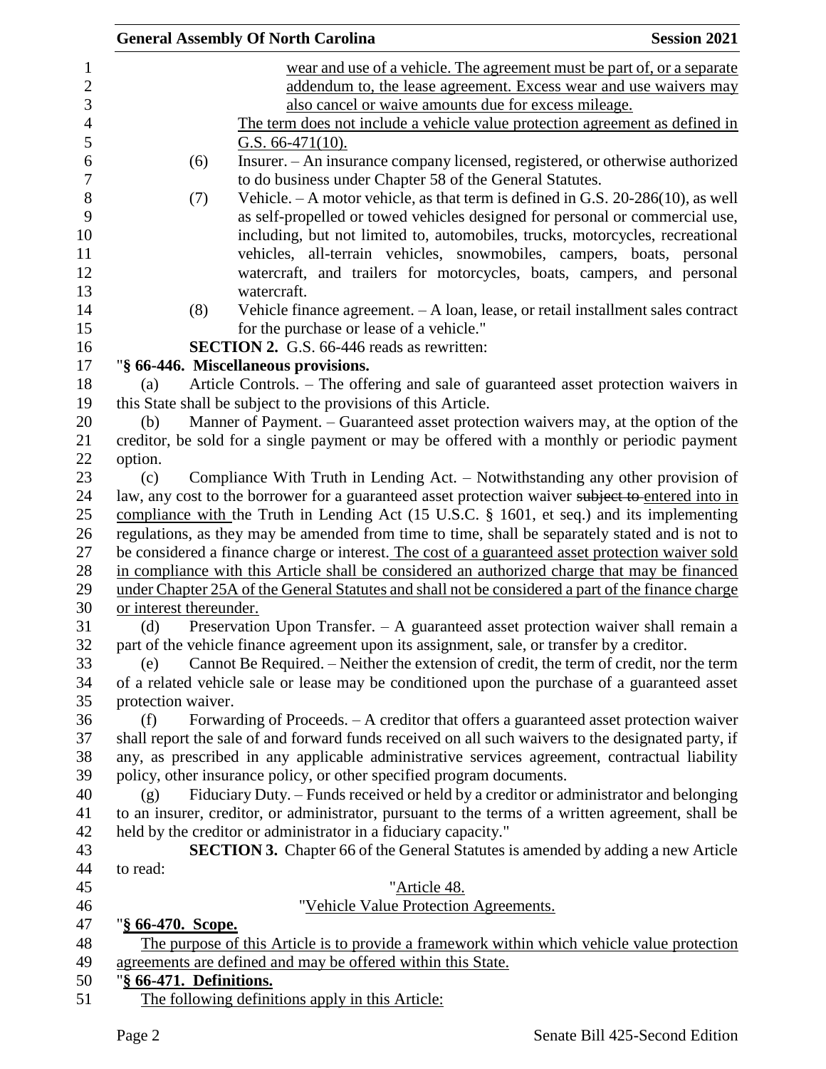wear and use of a vehicle. The agreement must be part of, or a separate addendum to, the lease agreement. Excess wear and use waivers may also cancel or waive amounts due for excess mileage.

The term does not include a vehicle value protection agreement as defined in G.S. 66-471(10).

(6) Insurer. – An insurance company licensed, registered, or otherwise authorized to do business under Chapter 58 of the General Statutes.

(7) Vehicle. – A motor vehicle, as that term is defined in G.S. 20-286(10), as well as self-propelled or towed vehicles designed for personal or commercial use, including, but not limited to, automobiles, trucks, motorcycles, recreational vehicles, all-terrain vehicles, snowmobiles, campers, boats, personal watercraft, and trailers for motorcycles, boats, campers, and personal watercraft.

(8) Vehicle finance agreement. – A loan, lease, or retail installment sales contract for the purchase or lease of a vehicle."

**SECTION 2.** G.S. 66-446 reads as rewritten:

"**§ 66-446. Miscellaneous provisions.**

(a) Article Controls. – The offering and sale of guaranteed asset protection waivers in this State shall be subject to the provisions of this Article.

(b) Manner of Payment. – Guaranteed asset protection waivers may, at the option of the creditor, be sold for a single payment or may be offered with a monthly or periodic payment option.

(c) Compliance With Truth in Lending Act. – Notwithstanding any other provision of law, any cost to the borrower for a guaranteed asset protection waiver ~~subject to~~ entered into in compliance with the Truth in Lending Act (15 U.S.C. § 1601, et seq.) and its implementing regulations, as they may be amended from time to time, shall be separately stated and is not to be considered a finance charge or interest. The cost of a guaranteed asset protection waiver sold in compliance with this Article shall be considered an authorized charge that may be financed under Chapter 25A of the General Statutes and shall not be considered a part of the finance charge or interest thereunder.

(d) Preservation Upon Transfer. – A guaranteed asset protection waiver shall remain a part of the vehicle finance agreement upon its assignment, sale, or transfer by a creditor.

(e) Cannot Be Required. – Neither the extension of credit, the term of credit, nor the term of a related vehicle sale or lease may be conditioned upon the purchase of a guaranteed asset protection waiver.

(f) Forwarding of Proceeds. – A creditor that offers a guaranteed asset protection waiver shall report the sale of and forward funds received on all such waivers to the designated party, if any, as prescribed in any applicable administrative services agreement, contractual liability policy, other insurance policy, or other specified program documents.

(g) Fiduciary Duty. – Funds received or held by a creditor or administrator and belonging to an insurer, creditor, or administrator, pursuant to the terms of a written agreement, shall be held by the creditor or administrator in a fiduciary capacity."

**SECTION 3.** Chapter 66 of the General Statutes is amended by adding a new Article to read:

"Article 48.

"Vehicle Value Protection Agreements.

"**§ 66-470. Scope.**

The purpose of this Article is to provide a framework within which vehicle value protection agreements are defined and may be offered within this State.

"**§ 66-471. Definitions.**

The following definitions apply in this Article: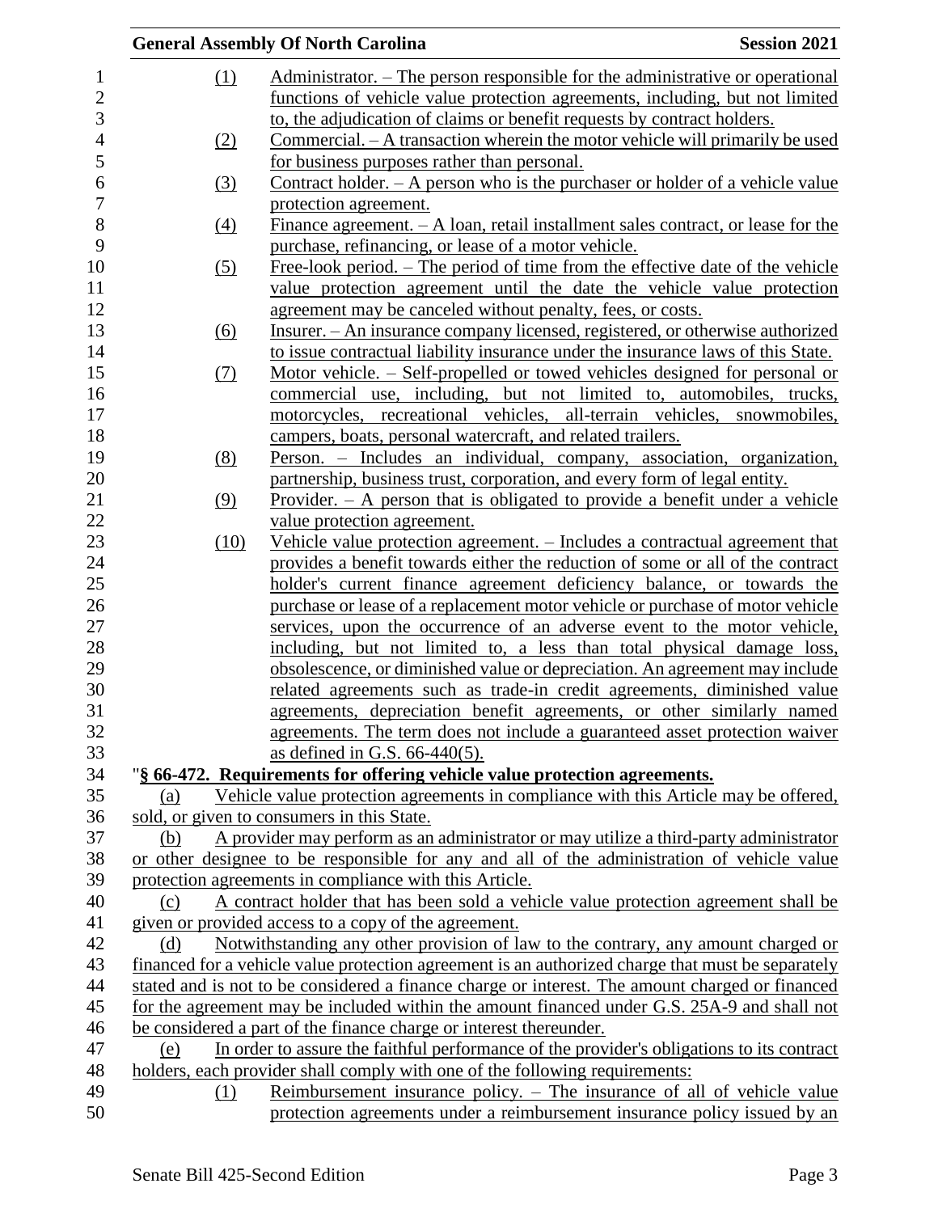(1) Administrator. – The person responsible for the administrative or operational functions of vehicle value protection agreements, including, but not limited to, the adjudication of claims or benefit requests by contract holders.

(2) Commercial. – A transaction wherein the motor vehicle will primarily be used for business purposes rather than personal.

(3) Contract holder. – A person who is the purchaser or holder of a vehicle value protection agreement.

(4) Finance agreement. – A loan, retail installment sales contract, or lease for the purchase, refinancing, or lease of a motor vehicle.

(5) Free-look period. – The period of time from the effective date of the vehicle value protection agreement until the date the vehicle value protection agreement may be canceled without penalty, fees, or costs.

(6) Insurer. – An insurance company licensed, registered, or otherwise authorized to issue contractual liability insurance under the insurance laws of this State.

(7) Motor vehicle. – Self-propelled or towed vehicles designed for personal or commercial use, including, but not limited to, automobiles, trucks, motorcycles, recreational vehicles, all-terrain vehicles, snowmobiles, campers, boats, personal watercraft, and related trailers.

(8) Person. – Includes an individual, company, association, organization, partnership, business trust, corporation, and every form of legal entity.

(9) Provider. – A person that is obligated to provide a benefit under a vehicle value protection agreement.

(10) Vehicle value protection agreement. – Includes a contractual agreement that provides a benefit towards either the reduction of some or all of the contract holder's current finance agreement deficiency balance, or towards the purchase or lease of a replacement motor vehicle or purchase of motor vehicle services, upon the occurrence of an adverse event to the motor vehicle, including, but not limited to, a less than total physical damage loss, obsolescence, or diminished value or depreciation. An agreement may include related agreements such as trade-in credit agreements, diminished value agreements, depreciation benefit agreements, or other similarly named agreements. The term does not include a guaranteed asset protection waiver as defined in G.S. 66-440(5).

"**§ 66-472. Requirements for offering vehicle value protection agreements.**

(a) Vehicle value protection agreements in compliance with this Article may be offered, sold, or given to consumers in this State.

(b) A provider may perform as an administrator or may utilize a third-party administrator or other designee to be responsible for any and all of the administration of vehicle value protection agreements in compliance with this Article.

(c) A contract holder that has been sold a vehicle value protection agreement shall be given or provided access to a copy of the agreement.

(d) Notwithstanding any other provision of law to the contrary, any amount charged or financed for a vehicle value protection agreement is an authorized charge that must be separately stated and is not to be considered a finance charge or interest. The amount charged or financed for the agreement may be included within the amount financed under G.S. 25A-9 and shall not be considered a part of the finance charge or interest thereunder.

(e) In order to assure the faithful performance of the provider's obligations to its contract holders, each provider shall comply with one of the following requirements:

(1) Reimbursement insurance policy. – The insurance of all of vehicle value protection agreements under a reimbursement insurance policy issued by an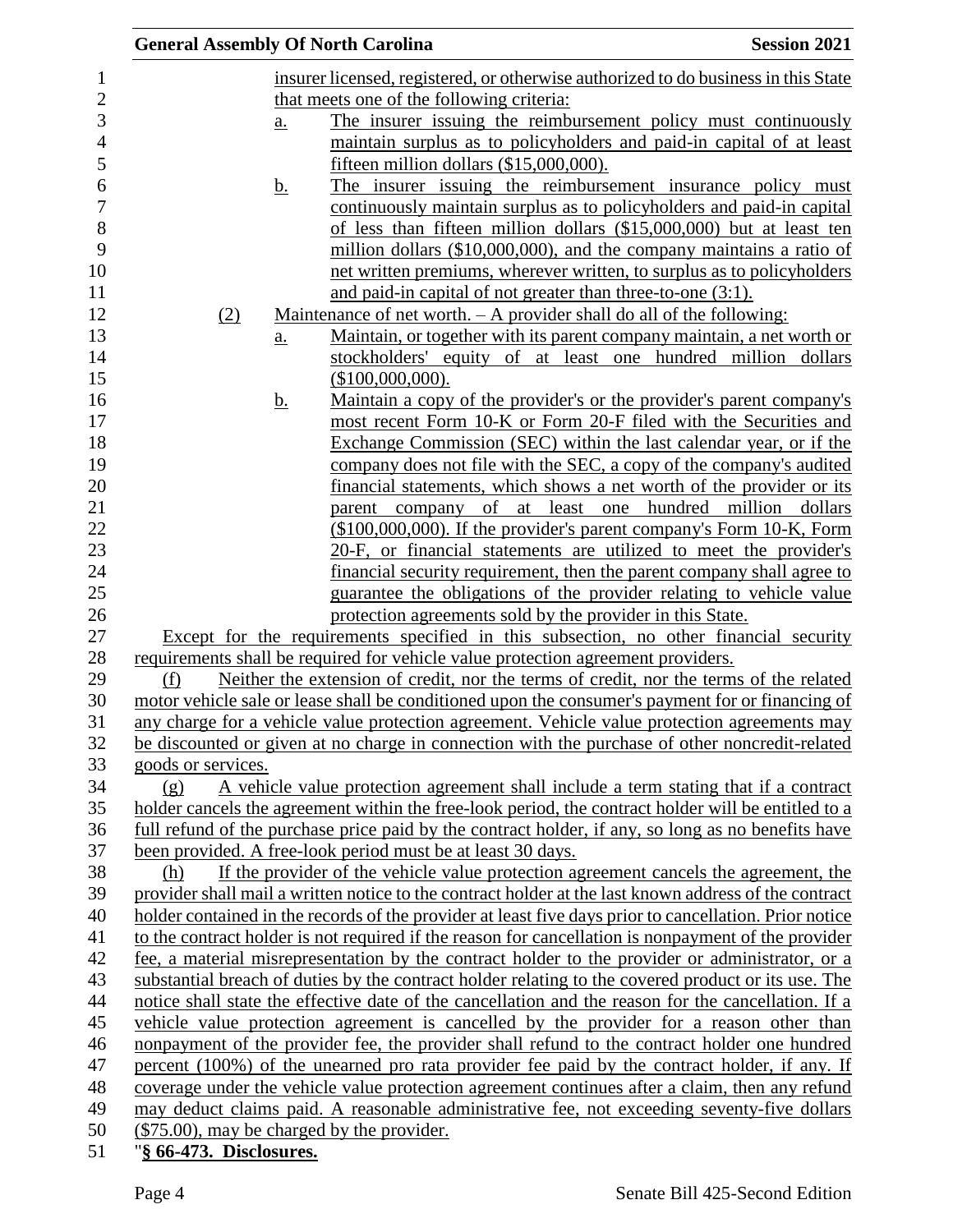insurer licensed, registered, or otherwise authorized to do business in this State that meets one of the following criteria:

a. The insurer issuing the reimbursement policy must continuously maintain surplus as to policyholders and paid-in capital of at least fifteen million dollars ($15,000,000).

b. The insurer issuing the reimbursement insurance policy must continuously maintain surplus as to policyholders and paid-in capital of less than fifteen million dollars ($15,000,000) but at least ten million dollars ($10,000,000), and the company maintains a ratio of net written premiums, wherever written, to surplus as to policyholders and paid-in capital of not greater than three-to-one (3:1).

(2) Maintenance of net worth. – A provider shall do all of the following:

a. Maintain, or together with its parent company maintain, a net worth or stockholders' equity of at least one hundred million dollars ($100,000,000).

b. Maintain a copy of the provider's or the provider's parent company's most recent Form 10-K or Form 20-F filed with the Securities and Exchange Commission (SEC) within the last calendar year, or if the company does not file with the SEC, a copy of the company's audited financial statements, which shows a net worth of the provider or its parent company of at least one hundred million dollars ($100,000,000). If the provider's parent company's Form 10-K, Form 20-F, or financial statements are utilized to meet the provider's financial security requirement, then the parent company shall agree to guarantee the obligations of the provider relating to vehicle value protection agreements sold by the provider in this State.

Except for the requirements specified in this subsection, no other financial security requirements shall be required for vehicle value protection agreement providers.

(f) Neither the extension of credit, nor the terms of credit, nor the terms of the related motor vehicle sale or lease shall be conditioned upon the consumer's payment for or financing of any charge for a vehicle value protection agreement. Vehicle value protection agreements may be discounted or given at no charge in connection with the purchase of other noncredit-related goods or services.

(g) A vehicle value protection agreement shall include a term stating that if a contract holder cancels the agreement within the free-look period, the contract holder will be entitled to a full refund of the purchase price paid by the contract holder, if any, so long as no benefits have been provided. A free-look period must be at least 30 days.

(h) If the provider of the vehicle value protection agreement cancels the agreement, the provider shall mail a written notice to the contract holder at the last known address of the contract holder contained in the records of the provider at least five days prior to cancellation. Prior notice to the contract holder is not required if the reason for cancellation is nonpayment of the provider fee, a material misrepresentation by the contract holder to the provider or administrator, or a substantial breach of duties by the contract holder relating to the covered product or its use. The notice shall state the effective date of the cancellation and the reason for the cancellation. If a vehicle value protection agreement is cancelled by the provider for a reason other than nonpayment of the provider fee, the provider shall refund to the contract holder one hundred percent (100%) of the unearned pro rata provider fee paid by the contract holder, if any. If coverage under the vehicle value protection agreement continues after a claim, then any refund may deduct claims paid. A reasonable administrative fee, not exceeding seventy-five dollars ($75.00), may be charged by the provider.

"**§ 66-473. Disclosures.**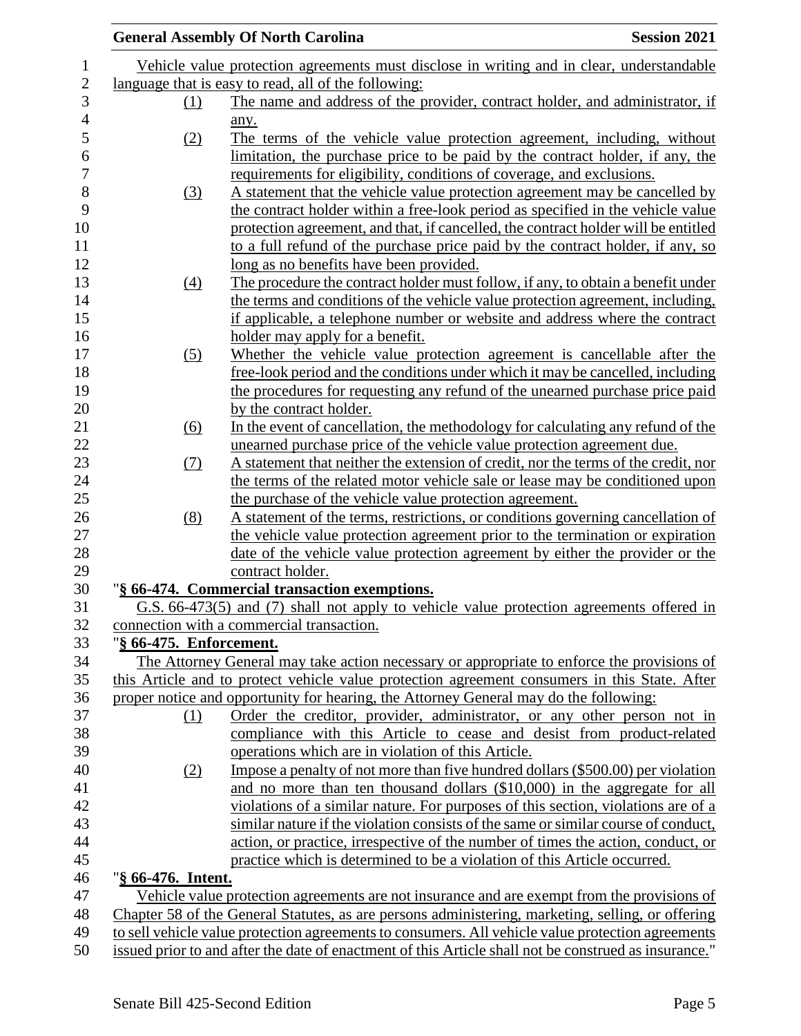Vehicle value protection agreements must disclose in writing and in clear, understandable language that is easy to read, all of the following:

(1) The name and address of the provider, contract holder, and administrator, if any.

(2) The terms of the vehicle value protection agreement, including, without limitation, the purchase price to be paid by the contract holder, if any, the requirements for eligibility, conditions of coverage, and exclusions.

(3) A statement that the vehicle value protection agreement may be cancelled by the contract holder within a free-look period as specified in the vehicle value protection agreement, and that, if cancelled, the contract holder will be entitled to a full refund of the purchase price paid by the contract holder, if any, so long as no benefits have been provided.

(4) The procedure the contract holder must follow, if any, to obtain a benefit under the terms and conditions of the vehicle value protection agreement, including, if applicable, a telephone number or website and address where the contract holder may apply for a benefit.

(5) Whether the vehicle value protection agreement is cancellable after the free-look period and the conditions under which it may be cancelled, including the procedures for requesting any refund of the unearned purchase price paid by the contract holder.

(6) In the event of cancellation, the methodology for calculating any refund of the unearned purchase price of the vehicle value protection agreement due.

(7) A statement that neither the extension of credit, nor the terms of the credit, nor the terms of the related motor vehicle sale or lease may be conditioned upon the purchase of the vehicle value protection agreement.

(8) A statement of the terms, restrictions, or conditions governing cancellation of the vehicle value protection agreement prior to the termination or expiration date of the vehicle value protection agreement by either the provider or the contract holder.

"**§ 66-474. Commercial transaction exemptions.**

G.S. 66-473(5) and (7) shall not apply to vehicle value protection agreements offered in connection with a commercial transaction.

"**§ 66-475. Enforcement.**

The Attorney General may take action necessary or appropriate to enforce the provisions of this Article and to protect vehicle value protection agreement consumers in this State. After proper notice and opportunity for hearing, the Attorney General may do the following:

(1) Order the creditor, provider, administrator, or any other person not in compliance with this Article to cease and desist from product-related operations which are in violation of this Article.

(2) Impose a penalty of not more than five hundred dollars ($500.00) per violation and no more than ten thousand dollars ($10,000) in the aggregate for all violations of a similar nature. For purposes of this section, violations are of a similar nature if the violation consists of the same or similar course of conduct, action, or practice, irrespective of the number of times the action, conduct, or practice which is determined to be a violation of this Article occurred.

"**§ 66-476. Intent.**

Vehicle value protection agreements are not insurance and are exempt from the provisions of Chapter 58 of the General Statutes, as are persons administering, marketing, selling, or offering to sell vehicle value protection agreements to consumers. All vehicle value protection agreements issued prior to and after the date of enactment of this Article shall not be construed as insurance."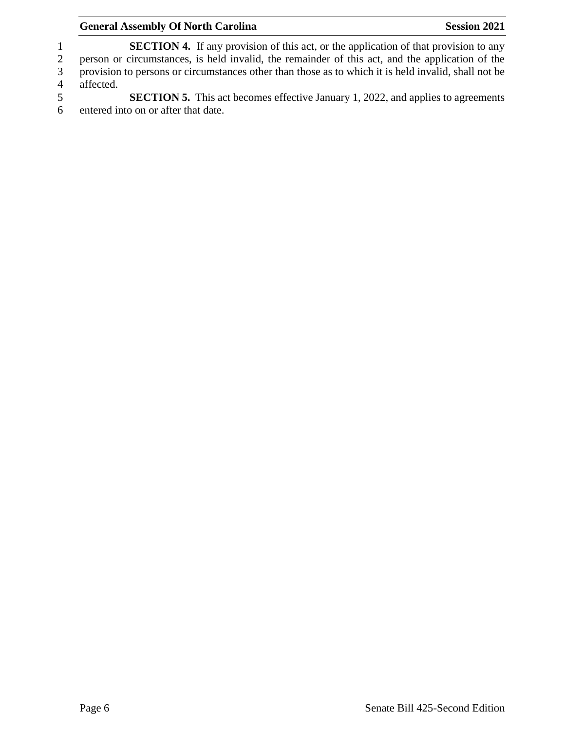**SECTION 4.** If any provision of this act, or the application of that provision to any person or circumstances, is held invalid, the remainder of this act, and the application of the provision to persons or circumstances other than those as to which it is held invalid, shall not be affected.

**SECTION 5.** This act becomes effective January 1, 2022, and applies to agreements entered into on or after that date.